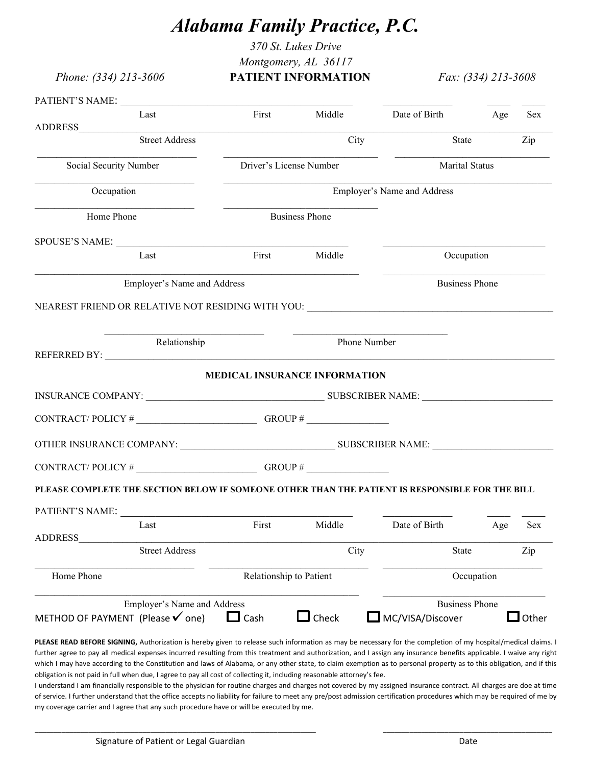# *Alabama Family Practice, P.C.*

*370 St. Lukes Drive*
*Montgomery, AL 36117*

*Phone: (334) 213-3606* **PATIENT INFORMATION** *Fax: (334) 213-3608*

PATIENT'S NAME: ______________________________________________ ______________ _____ _____
Last First Middle Date of Birth Age Sex

ADDRESS_____________________________________________________________________________________
Street Address City State Zip

________________________________ ________________________________ ________________________________
Social Security Number Driver's License Number Marital Status

________________________________ _______________________________________________________________
Occupation Employer's Name and Address

________________________________ ________________________________
Home Phone Business Phone

SPOUSE'S NAME: ______________________________________________ ________________________________
Last First Middle Occupation

_______________________________________________________________ ________________________________
Employer's Name and Address Business Phone

NEAREST FRIEND OR RELATIVE NOT RESIDING WITH YOU: _______________________________________________

________________________________ ________________________________
Relationship Phone Number

REFERRED BY: _______________________________________________________________________________

**MEDICAL INSURANCE INFORMATION**

INSURANCE COMPANY: ____________________________________ SUBSCRIBER NAME: __________________________

CONTRACT/ POLICY # ________________________ GROUP # _________________

OTHER INSURANCE COMPANY: _______________________________ SUBSCRIBER NAME: ________________________

CONTRACT/ POLICY # ________________________ GROUP # _________________

**PLEASE COMPLETE THE SECTION BELOW IF SOMEONE OTHER THAN THE PATIENT IS RESPONSIBLE FOR THE BILL**

PATIENT'S NAME: ______________________________________________ ______________ _____ _____
Last First Middle Date of Birth Age Sex

ADDRESS_____________________________________________________________________________________
Street Address City State Zip

________________________________ ________________________________ ________________________________
Home Phone Relationship to Patient Occupation

_______________________________________________________________ ________________________________
Employer's Name and Address Business Phone

METHOD OF PAYMENT (Please ✓ one) ☐ Cash ☐ Check ☐ MC/VISA/Discover ☐ Other

**PLEASE READ BEFORE SIGNING,** Authorization is hereby given to release such information as may be necessary for the completion of my hospital/medical claims. I further agree to pay all medical expenses incurred resulting from this treatment and authorization, and I assign any insurance benefits applicable. I waive any right which I may have according to the Constitution and laws of Alabama, or any other state, to claim exemption as to personal property as to this obligation, and if this obligation is not paid in full when due, I agree to pay all cost of collecting it, including reasonable attorney's fee.
I understand I am financially responsible to the physician for routine charges and charges not covered by my assigned insurance contract. All charges are doe at time of service. I further understand that the office accepts no liability for failure to meet any pre/post admission certification procedures which may be required of me by my coverage carrier and I agree that any such procedure have or will be executed by me.

_______________________________________________________________ ________________________________
Signature of Patient or Legal Guardian Date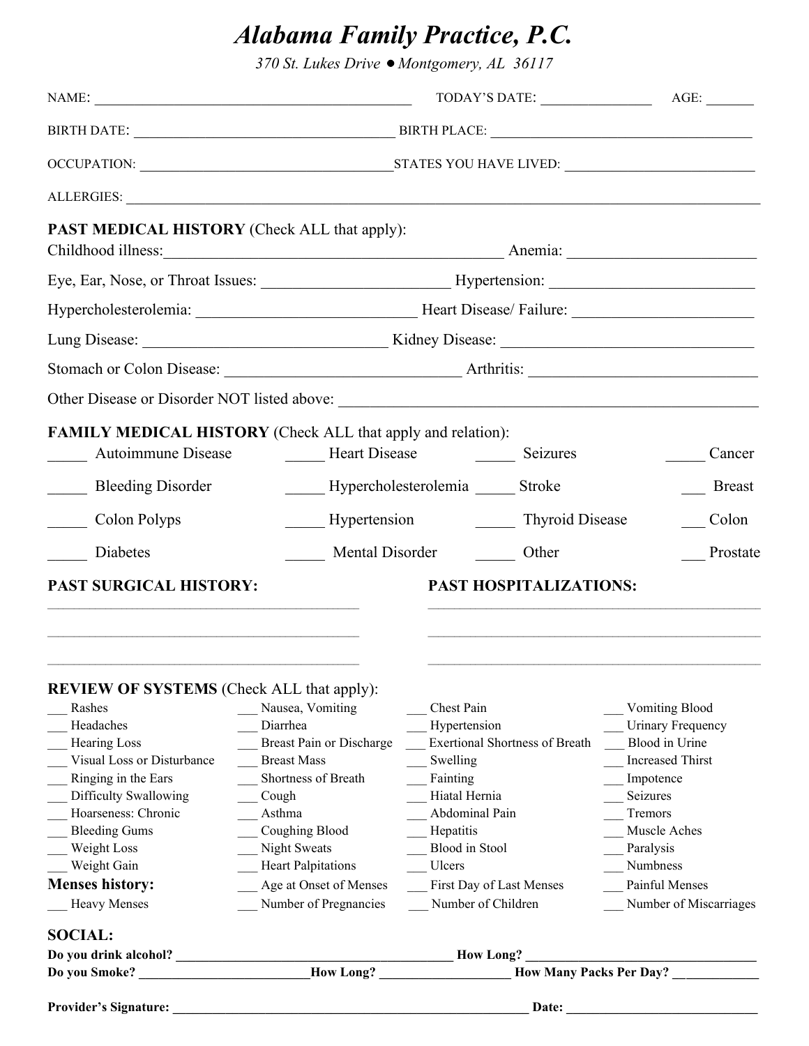# *Alabama Family Practice, P.C.*

*370 St. Lukes Drive ● Montgomery, AL 36117*

NAME: ____________________________________________ TODAY'S DATE: _______________ AGE: _______

BIRTH DATE: ____________________________________ BIRTH PLACE: ____________________________________

OCCUPATION: ____________________________________ STATES YOU HAVE LIVED: ___________________________

ALLERGIES: ______________________________________________________________________________

**PAST MEDICAL HISTORY** (Check ALL that apply):

Childhood illness: ______________________________________________ Anemia: ________________________

Eye, Ear, Nose, or Throat Issues: ________________________ Hypertension: __________________________

Hypercholesterolemia: ____________________________ Heart Disease/ Failure: _______________________

Lung Disease: ________________________________ Kidney Disease: _______________________________

Stomach or Colon Disease: ______________________________ Arthritis: _____________________________

Other Disease or Disorder NOT listed above: _______________________________________________________

**FAMILY MEDICAL HISTORY** (Check ALL that apply and relation):

| | | | |
|---|---|---|---|
| _____ Autoimmune Disease | _____ Heart Disease | _____ Seizures | _____ Cancer |
| _____ Bleeding Disorder | _____ Hypercholesterolemia | _____ Stroke | ___ Breast |
| _____ Colon Polyps | _____ Hypertension | _____ Thyroid Disease | ___ Colon |
| _____ Diabetes | _____ Mental Disorder | _____ Other | ___ Prostate |

**PAST SURGICAL HISTORY:**

__________________________________________

__________________________________________

__________________________________________

**PAST HOSPITALIZATIONS:**

__________________________________________

__________________________________________

__________________________________________

**REVIEW OF SYSTEMS** (Check ALL that apply):

| | | | |
|---|---|---|---|
| ___ Rashes | ___ Nausea, Vomiting | ___ Chest Pain | ___ Vomiting Blood |
| ___ Headaches | ___ Diarrhea | ___ Hypertension | ___ Urinary Frequency |
| ___ Hearing Loss | ___ Breast Pain or Discharge | ___ Exertional Shortness of Breath | ___ Blood in Urine |
| ___ Visual Loss or Disturbance | ___ Breast Mass | ___ Swelling | ___ Increased Thirst |
| ___ Ringing in the Ears | ___ Shortness of Breath | ___ Fainting | ___ Impotence |
| ___ Difficulty Swallowing | ___ Cough | ___ Hiatal Hernia | ___ Seizures |
| ___ Hoarseness: Chronic | ___ Asthma | ___ Abdominal Pain | ___ Tremors |
| ___ Bleeding Gums | ___ Coughing Blood | ___ Hepatitis | ___ Muscle Aches |
| ___ Weight Loss | ___ Night Sweats | ___ Blood in Stool | ___ Paralysis |
| ___ Weight Gain | ___ Heart Palpitations | ___ Ulcers | ___ Numbness |
| **Menses history:** | ___ Age at Onset of Menses | ___ First Day of Last Menses | ___ Painful Menses |
| ___ Heavy Menses | ___ Number of Pregnancies | ___ Number of Children | ___ Number of Miscarriages |

## SOCIAL:

**Do you drink alcohol?** ________________________________________ **How Long?** ________________________________

**Do you Smoke?** __________________________ **How Long?** ____________________ **How Many Packs Per Day?** _____________

**Provider's Signature:** ________________________________________________________ **Date:** ____________________________